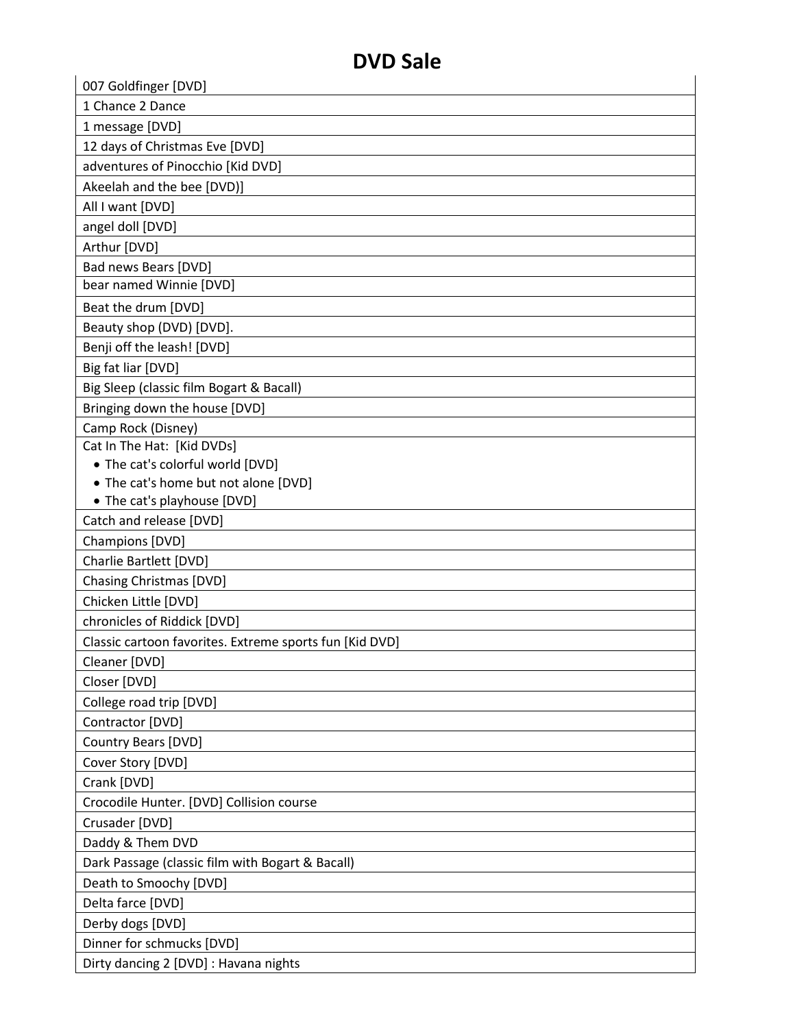# DVD Sale

| 007 Goldfinger [DVD] |
|---|
| 1 Chance 2 Dance |
| 1 message [DVD] |
| 12 days of Christmas Eve [DVD] |
| adventures of Pinocchio [Kid DVD] |
| Akeelah and the bee [DVD)] |
| All I want [DVD] |
| angel doll [DVD] |
| Arthur [DVD] |
| Bad news Bears [DVD] |
| bear named Winnie [DVD] |
| Beat the drum [DVD] |
| Beauty shop (DVD) [DVD]. |
| Benji off the leash! [DVD] |
| Big fat liar [DVD] |
| Big Sleep (classic film Bogart & Bacall) |
| Bringing down the house [DVD] |
| Camp Rock (Disney) |
| Cat In The Hat: [Kid DVDs]<br>• The cat's colorful world [DVD]<br>• The cat's home but not alone [DVD]<br>• The cat's playhouse [DVD] |
| Catch and release [DVD] |
| Champions [DVD] |
| Charlie Bartlett [DVD] |
| Chasing Christmas [DVD] |
| Chicken Little [DVD] |
| chronicles of Riddick [DVD] |
| Classic cartoon favorites. Extreme sports fun [Kid DVD] |
| Cleaner [DVD] |
| Closer [DVD] |
| College road trip [DVD] |
| Contractor [DVD] |
| Country Bears [DVD] |
| Cover Story [DVD] |
| Crank [DVD] |
| Crocodile Hunter. [DVD] Collision course |
| Crusader [DVD] |
| Daddy & Them DVD |
| Dark Passage (classic film with Bogart & Bacall) |
| Death to Smoochy [DVD] |
| Delta farce [DVD] |
| Derby dogs [DVD] |
| Dinner for schmucks [DVD] |
| Dirty dancing 2 [DVD] : Havana nights |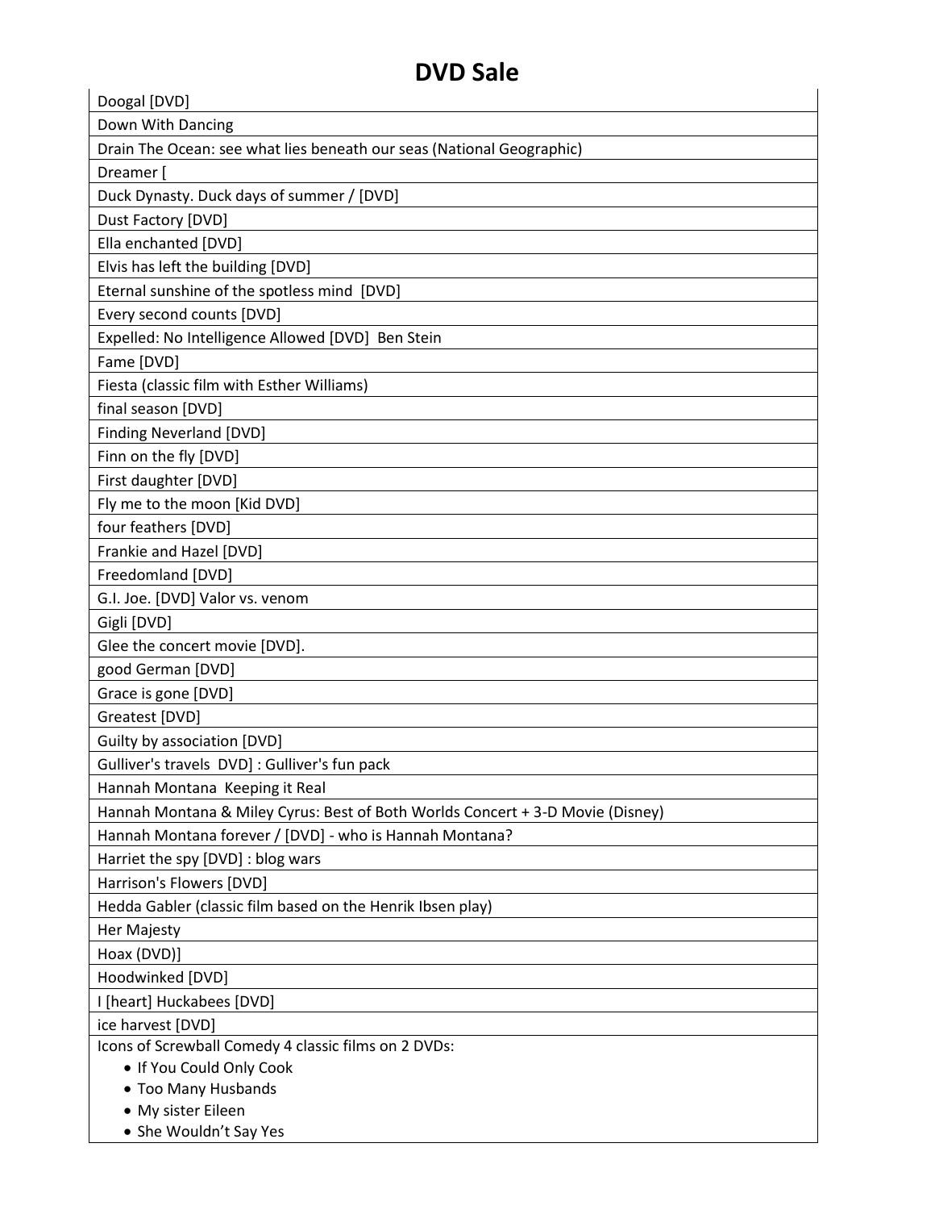# DVD Sale

| Doogal [DVD] |
|---|
| Down With Dancing |
| Drain The Ocean: see what lies beneath our seas (National Geographic) |
| Dreamer [ |
| Duck Dynasty. Duck days of summer / [DVD] |
| Dust Factory [DVD] |
| Ella enchanted [DVD] |
| Elvis has left the building [DVD] |
| Eternal sunshine of the spotless mind [DVD] |
| Every second counts [DVD] |
| Expelled: No Intelligence Allowed [DVD] Ben Stein |
| Fame [DVD] |
| Fiesta (classic film with Esther Williams) |
| final season [DVD] |
| Finding Neverland [DVD] |
| Finn on the fly [DVD] |
| First daughter [DVD] |
| Fly me to the moon [Kid DVD] |
| four feathers [DVD] |
| Frankie and Hazel [DVD] |
| Freedomland [DVD] |
| G.I. Joe. [DVD] Valor vs. venom |
| Gigli [DVD] |
| Glee the concert movie [DVD]. |
| good German [DVD] |
| Grace is gone [DVD] |
| Greatest [DVD] |
| Guilty by association [DVD] |
| Gulliver's travels DVD] : Gulliver's fun pack |
| Hannah Montana Keeping it Real |
| Hannah Montana & Miley Cyrus: Best of Both Worlds Concert + 3-D Movie (Disney) |
| Hannah Montana forever / [DVD] - who is Hannah Montana? |
| Harriet the spy [DVD] : blog wars |
| Harrison's Flowers [DVD] |
| Hedda Gabler (classic film based on the Henrik Ibsen play) |
| Her Majesty |
| Hoax (DVD)] |
| Hoodwinked [DVD] |
| I [heart] Huckabees [DVD] |
| ice harvest [DVD] |
| Icons of Screwball Comedy 4 classic films on 2 DVDs: <br>• If You Could Only Cook <br>• Too Many Husbands <br>• My sister Eileen <br>• She Wouldn't Say Yes |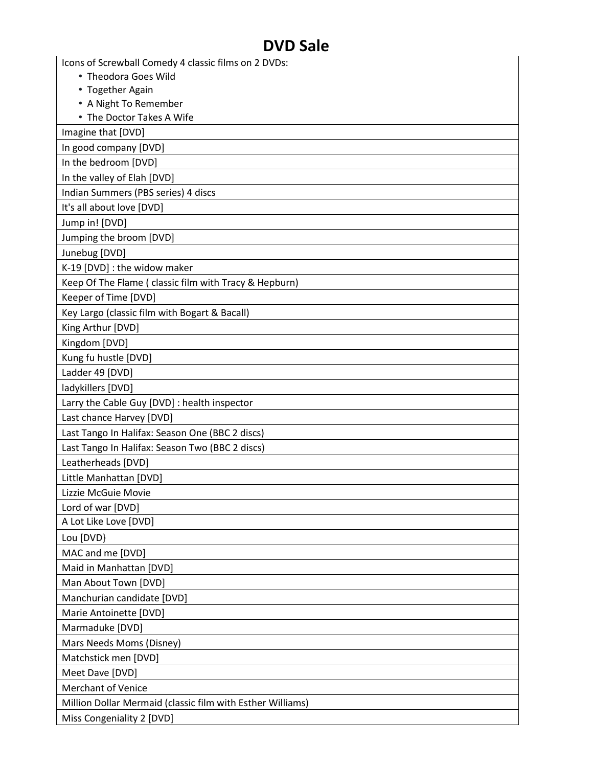# DVD Sale

| Icons of Screwball Comedy 4 classic films on 2 DVDs:<br>• Theodora Goes Wild<br>• Together Again<br>• A Night To Remember<br>• The Doctor Takes A Wife |
| --- |
| Imagine that [DVD] |
| In good company [DVD] |
| In the bedroom [DVD] |
| In the valley of Elah [DVD] |
| Indian Summers (PBS series) 4 discs |
| It's all about love [DVD] |
| Jump in! [DVD] |
| Jumping the broom [DVD] |
| Junebug [DVD] |
| K-19 [DVD] : the widow maker |
| Keep Of The Flame ( classic film with Tracy & Hepburn) |
| Keeper of Time [DVD] |
| Key Largo (classic film with Bogart & Bacall) |
| King Arthur [DVD] |
| Kingdom [DVD] |
| Kung fu hustle [DVD] |
| Ladder 49 [DVD] |
| ladykillers [DVD] |
| Larry the Cable Guy [DVD] : health inspector |
| Last chance Harvey [DVD] |
| Last Tango In Halifax: Season One (BBC 2 discs) |
| Last Tango In Halifax: Season Two (BBC 2 discs) |
| Leatherheads [DVD] |
| Little Manhattan [DVD] |
| Lizzie McGuie Movie |
| Lord of war [DVD] |
| A Lot Like Love [DVD] |
| Lou [DVD} |
| MAC and me [DVD] |
| Maid in Manhattan [DVD] |
| Man About Town [DVD] |
| Manchurian candidate [DVD] |
| Marie Antoinette [DVD] |
| Marmaduke [DVD] |
| Mars Needs Moms (Disney) |
| Matchstick men [DVD] |
| Meet Dave [DVD] |
| Merchant of Venice |
| Million Dollar Mermaid (classic film with Esther Williams) |
| Miss Congeniality 2 [DVD] |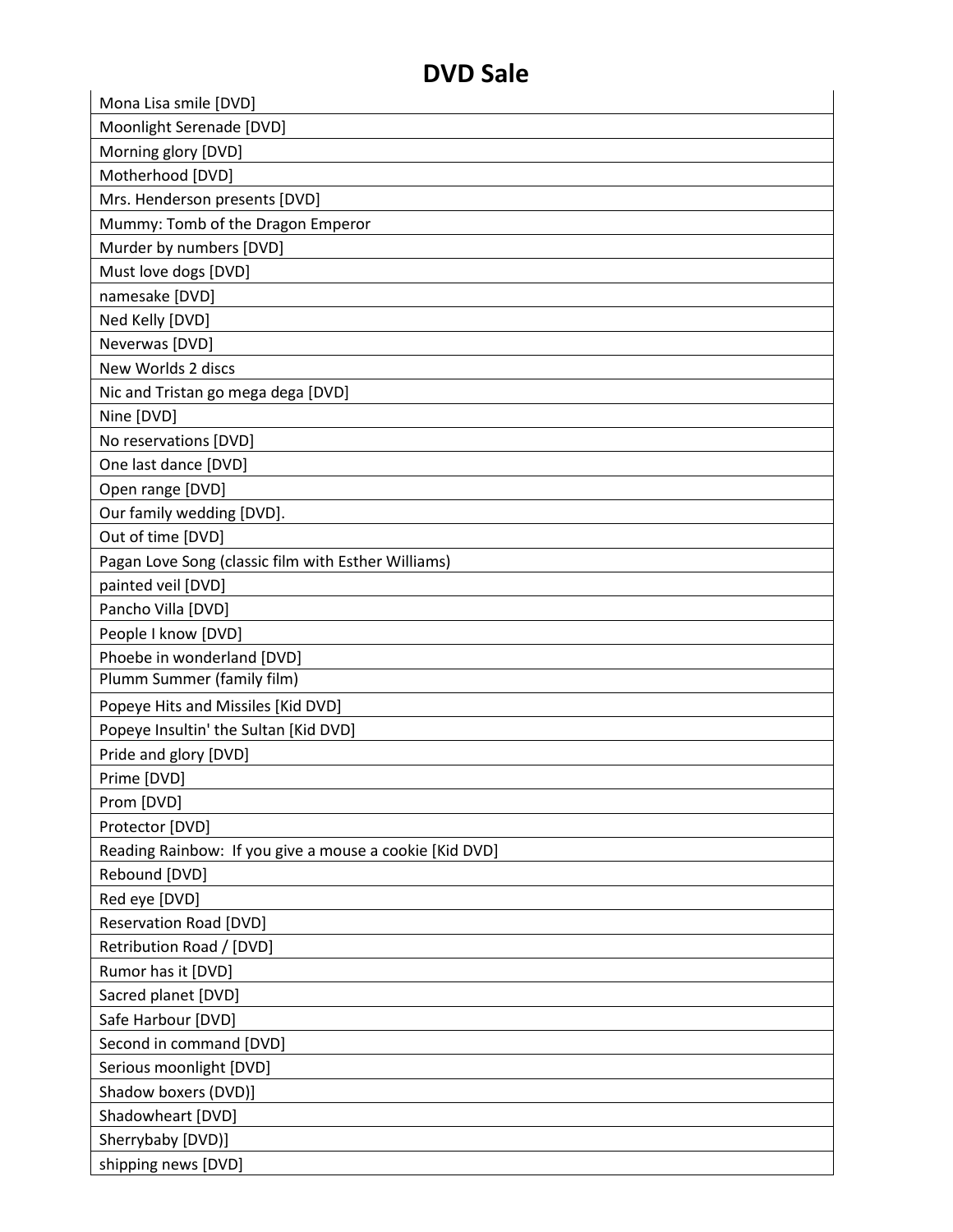# DVD Sale

| |
|---|
| Mona Lisa smile [DVD] |
| Moonlight Serenade [DVD] |
| Morning glory [DVD] |
| Motherhood [DVD] |
| Mrs. Henderson presents [DVD] |
| Mummy: Tomb of the Dragon Emperor |
| Murder by numbers [DVD] |
| Must love dogs [DVD] |
| namesake [DVD] |
| Ned Kelly [DVD] |
| Neverwas [DVD] |
| New Worlds 2 discs |
| Nic and Tristan go mega dega [DVD] |
| Nine [DVD] |
| No reservations [DVD] |
| One last dance [DVD] |
| Open range [DVD] |
| Our family wedding [DVD]. |
| Out of time [DVD] |
| Pagan Love Song (classic film with Esther Williams) |
| painted veil [DVD] |
| Pancho Villa [DVD] |
| People I know [DVD] |
| Phoebe in wonderland [DVD] |
| Plumm Summer (family film) |
| Popeye Hits and Missiles [Kid DVD] |
| Popeye Insultin' the Sultan [Kid DVD] |
| Pride and glory [DVD] |
| Prime [DVD] |
| Prom [DVD] |
| Protector [DVD] |
| Reading Rainbow: If you give a mouse a cookie [Kid DVD] |
| Rebound [DVD] |
| Red eye [DVD] |
| Reservation Road [DVD] |
| Retribution Road / [DVD] |
| Rumor has it [DVD] |
| Sacred planet [DVD] |
| Safe Harbour [DVD] |
| Second in command [DVD] |
| Serious moonlight [DVD] |
| Shadow boxers (DVD)] |
| Shadowheart [DVD] |
| Sherrybaby [DVD)] |
| shipping news [DVD] |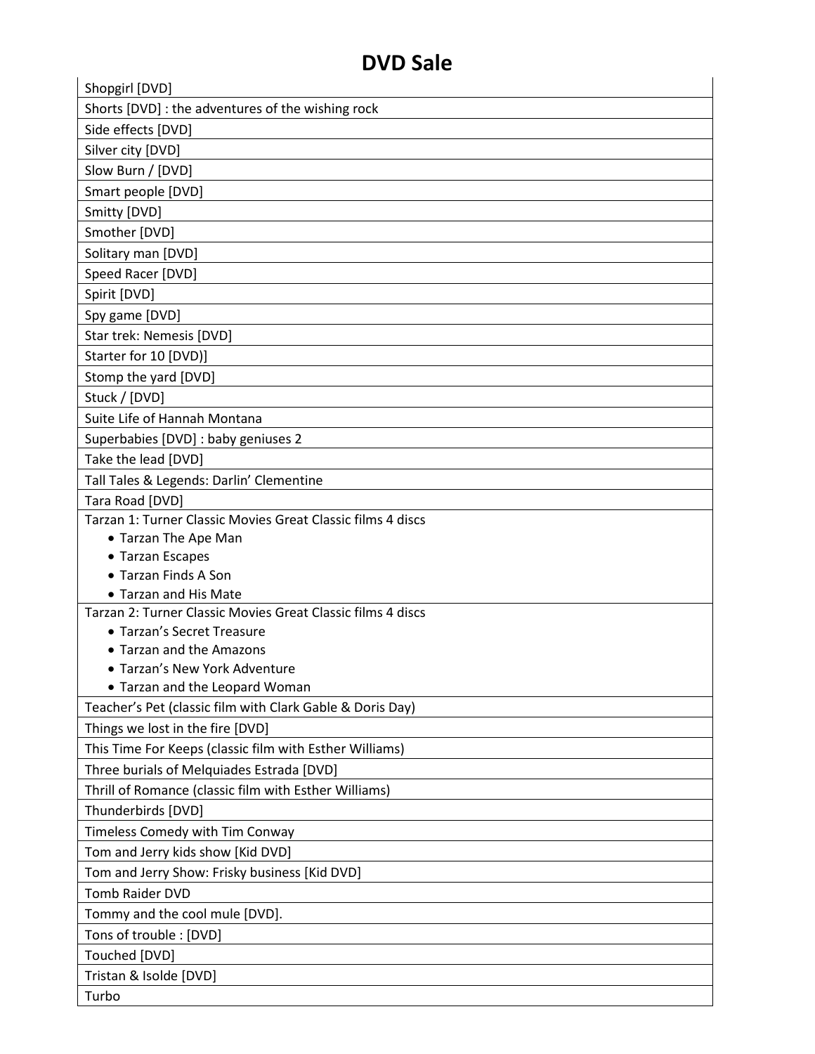# DVD Sale

| Shopgirl [DVD] |
|---|
| Shorts [DVD] : the adventures of the wishing rock |
| Side effects [DVD] |
| Silver city [DVD] |
| Slow Burn / [DVD] |
| Smart people [DVD] |
| Smitty [DVD] |
| Smother [DVD] |
| Solitary man [DVD] |
| Speed Racer [DVD] |
| Spirit [DVD] |
| Spy game [DVD] |
| Star trek: Nemesis [DVD] |
| Starter for 10 [DVD)] |
| Stomp the yard [DVD] |
| Stuck / [DVD] |
| Suite Life of Hannah Montana |
| Superbabies [DVD] : baby geniuses 2 |
| Take the lead [DVD] |
| Tall Tales & Legends: Darlin' Clementine |
| Tara Road [DVD] |
| Tarzan 1: Turner Classic Movies Great Classic films 4 discs<br>• Tarzan The Ape Man<br>• Tarzan Escapes<br>• Tarzan Finds A Son<br>• Tarzan and His Mate |
| Tarzan 2: Turner Classic Movies Great Classic films 4 discs<br>• Tarzan's Secret Treasure<br>• Tarzan and the Amazons<br>• Tarzan's New York Adventure<br>• Tarzan and the Leopard Woman |
| Teacher's Pet (classic film with Clark Gable & Doris Day) |
| Things we lost in the fire [DVD] |
| This Time For Keeps (classic film with Esther Williams) |
| Three burials of Melquiades Estrada [DVD] |
| Thrill of Romance (classic film with Esther Williams) |
| Thunderbirds [DVD] |
| Timeless Comedy with Tim Conway |
| Tom and Jerry kids show [Kid DVD] |
| Tom and Jerry Show: Frisky business [Kid DVD] |
| Tomb Raider DVD |
| Tommy and the cool mule [DVD]. |
| Tons of trouble : [DVD] |
| Touched [DVD] |
| Tristan & Isolde [DVD] |
| Turbo |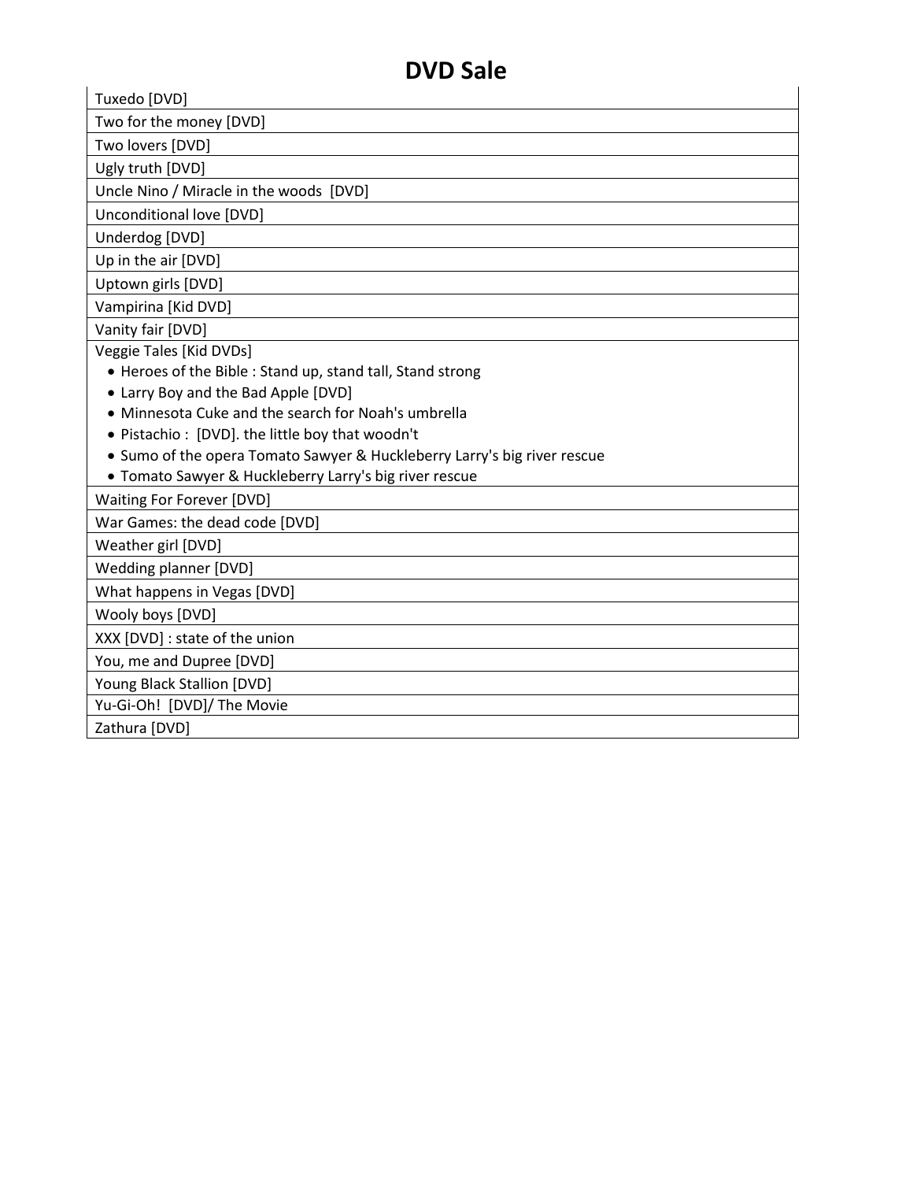# DVD Sale

| |
|---|
| Tuxedo [DVD] |
| Two for the money [DVD] |
| Two lovers [DVD] |
| Ugly truth [DVD] |
| Uncle Nino / Miracle in the woods [DVD] |
| Unconditional love [DVD] |
| Underdog [DVD] |
| Up in the air [DVD] |
| Uptown girls [DVD] |
| Vampirina [Kid DVD] |
| Vanity fair [DVD] |
| Veggie Tales [Kid DVDs]<br>• Heroes of the Bible : Stand up, stand tall, Stand strong<br>• Larry Boy and the Bad Apple [DVD]<br>• Minnesota Cuke and the search for Noah's umbrella<br>• Pistachio : [DVD]. the little boy that woodn't<br>• Sumo of the opera Tomato Sawyer & Huckleberry Larry's big river rescue<br>• Tomato Sawyer & Huckleberry Larry's big river rescue |
| Waiting For Forever [DVD] |
| War Games: the dead code [DVD] |
| Weather girl [DVD] |
| Wedding planner [DVD] |
| What happens in Vegas [DVD] |
| Wooly boys [DVD] |
| XXX [DVD] : state of the union |
| You, me and Dupree [DVD] |
| Young Black Stallion [DVD] |
| Yu-Gi-Oh! [DVD]/ The Movie |
| Zathura [DVD] |